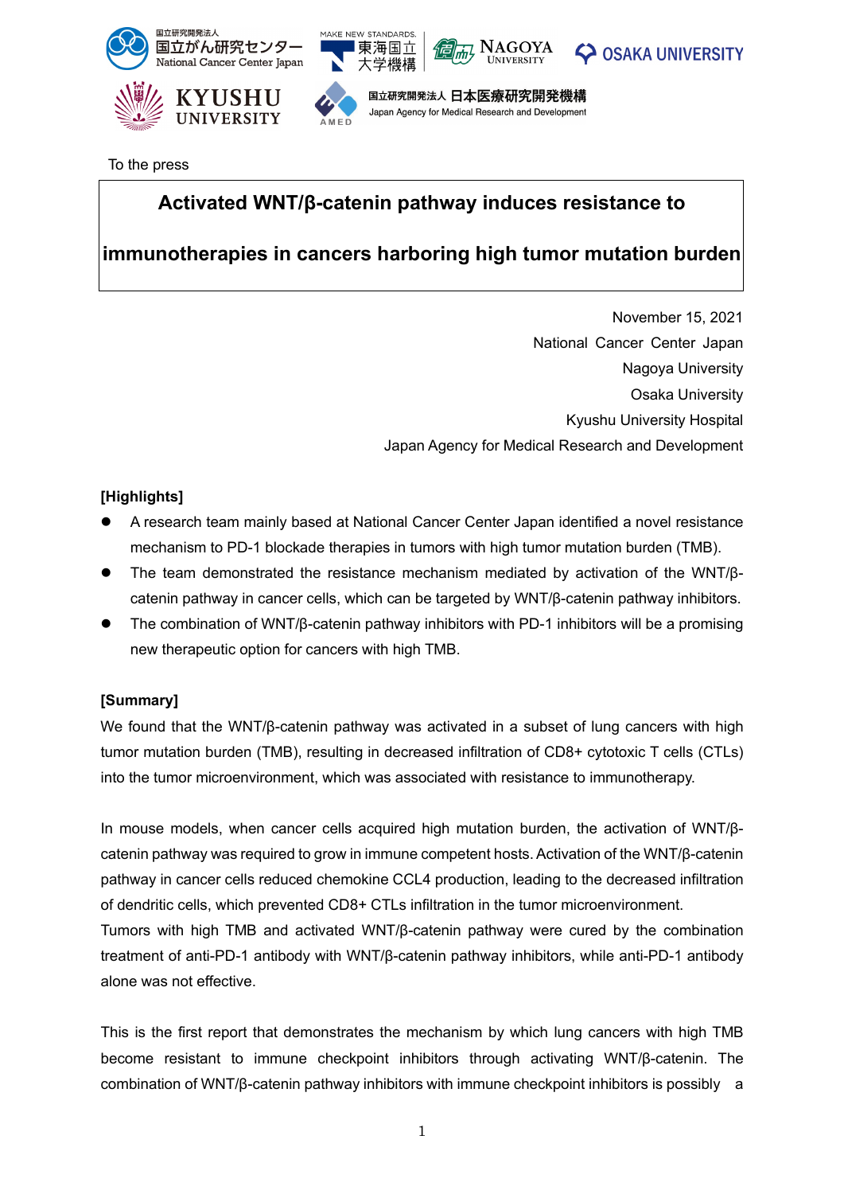To the press

# Activated WNT/β-catenin pathway induces resistance to immunotherapies in cancers harboring high tumor mutation burden

November 15, 2021
National Cancer Center Japan
Nagoya University
Osaka University
Kyushu University Hospital
Japan Agency for Medical Research and Development

**[Highlights]**

- A research team mainly based at National Cancer Center Japan identified a novel resistance mechanism to PD-1 blockade therapies in tumors with high tumor mutation burden (TMB).
- The team demonstrated the resistance mechanism mediated by activation of the WNT/β-catenin pathway in cancer cells, which can be targeted by WNT/β-catenin pathway inhibitors.
- The combination of WNT/β-catenin pathway inhibitors with PD-1 inhibitors will be a promising new therapeutic option for cancers with high TMB.

**[Summary]**

We found that the WNT/β-catenin pathway was activated in a subset of lung cancers with high tumor mutation burden (TMB), resulting in decreased infiltration of CD8+ cytotoxic T cells (CTLs) into the tumor microenvironment, which was associated with resistance to immunotherapy.

In mouse models, when cancer cells acquired high mutation burden, the activation of WNT/β-catenin pathway was required to grow in immune competent hosts. Activation of the WNT/β-catenin pathway in cancer cells reduced chemokine CCL4 production, leading to the decreased infiltration of dendritic cells, which prevented CD8+ CTLs infiltration in the tumor microenvironment.
Tumors with high TMB and activated WNT/β-catenin pathway were cured by the combination treatment of anti-PD-1 antibody with WNT/β-catenin pathway inhibitors, while anti-PD-1 antibody alone was not effective.

This is the first report that demonstrates the mechanism by which lung cancers with high TMB become resistant to immune checkpoint inhibitors through activating WNT/β-catenin. The combination of WNT/β-catenin pathway inhibitors with immune checkpoint inhibitors is possibly a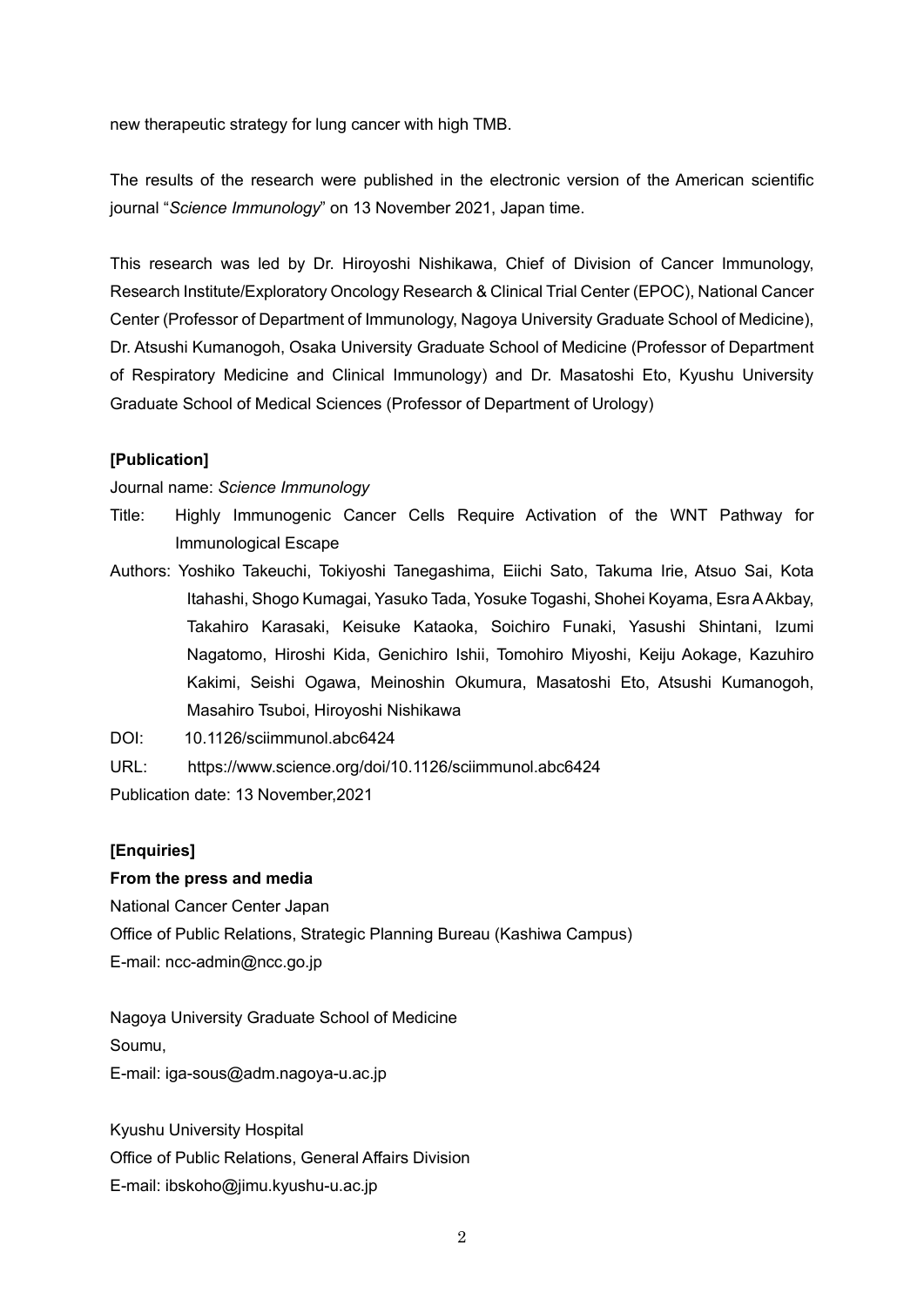new therapeutic strategy for lung cancer with high TMB.

The results of the research were published in the electronic version of the American scientific journal "*Science Immunology*" on 13 November 2021, Japan time.

This research was led by Dr. Hiroyoshi Nishikawa, Chief of Division of Cancer Immunology, Research Institute/Exploratory Oncology Research & Clinical Trial Center (EPOC), National Cancer Center (Professor of Department of Immunology, Nagoya University Graduate School of Medicine), Dr. Atsushi Kumanogoh, Osaka University Graduate School of Medicine (Professor of Department of Respiratory Medicine and Clinical Immunology) and Dr. Masatoshi Eto, Kyushu University Graduate School of Medical Sciences (Professor of Department of Urology)

**[Publication]**

Journal name: *Science Immunology*

Title: Highly Immunogenic Cancer Cells Require Activation of the WNT Pathway for Immunological Escape

Authors: Yoshiko Takeuchi, Tokiyoshi Tanegashima, Eiichi Sato, Takuma Irie, Atsuo Sai, Kota Itahashi, Shogo Kumagai, Yasuko Tada, Yosuke Togashi, Shohei Koyama, Esra A Akbay, Takahiro Karasaki, Keisuke Kataoka, Soichiro Funaki, Yasushi Shintani, Izumi Nagatomo, Hiroshi Kida, Genichiro Ishii, Tomohiro Miyoshi, Keiju Aokage, Kazuhiro Kakimi, Seishi Ogawa, Meinoshin Okumura, Masatoshi Eto, Atsushi Kumanogoh, Masahiro Tsuboi, Hiroyoshi Nishikawa

DOI: 10.1126/sciimmunol.abc6424

URL: https://www.science.org/doi/10.1126/sciimmunol.abc6424

Publication date: 13 November,2021

**[Enquiries]**

**From the press and media**

National Cancer Center Japan
Office of Public Relations, Strategic Planning Bureau (Kashiwa Campus)
E-mail: ncc-admin@ncc.go.jp

Nagoya University Graduate School of Medicine
Soumu,
E-mail: iga-sous@adm.nagoya-u.ac.jp

Kyushu University Hospital
Office of Public Relations, General Affairs Division
E-mail: ibskoho@jimu.kyushu-u.ac.jp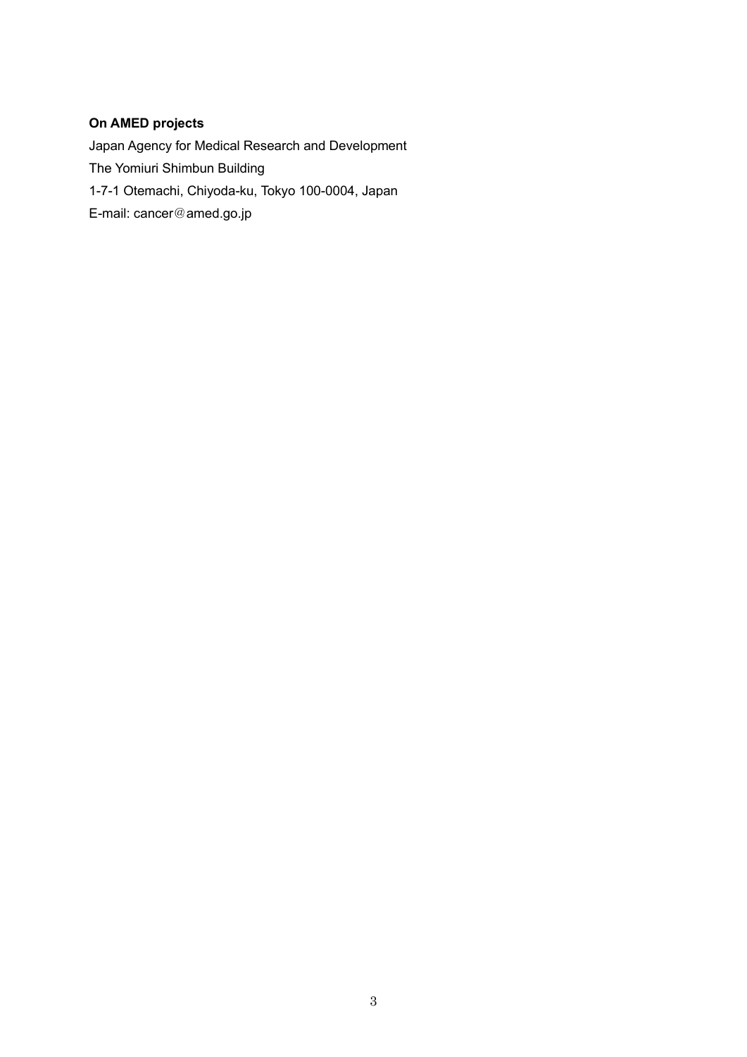**On AMED projects**

Japan Agency for Medical Research and Development

The Yomiuri Shimbun Building

1-7-1 Otemachi, Chiyoda-ku, Tokyo 100-0004, Japan

E-mail: cancer＠amed.go.jp